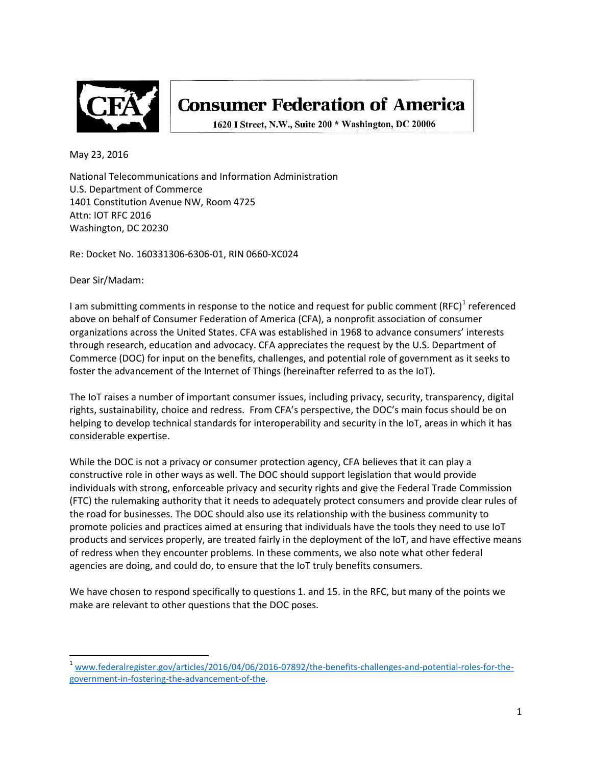**Consumer Federation of America**

1620 I Street, N.W., Suite 200 * Washington, DC 20006

May 23, 2016

National Telecommunications and Information Administration
U.S. Department of Commerce
1401 Constitution Avenue NW, Room 4725
Attn: IOT RFC 2016
Washington, DC 20230

Re: Docket No. 160331306-6306-01, RIN 0660-XC024

Dear Sir/Madam:

I am submitting comments in response to the notice and request for public comment (RFC)[1] referenced above on behalf of Consumer Federation of America (CFA), a nonprofit association of consumer organizations across the United States. CFA was established in 1968 to advance consumers' interests through research, education and advocacy. CFA appreciates the request by the U.S. Department of Commerce (DOC) for input on the benefits, challenges, and potential role of government as it seeks to foster the advancement of the Internet of Things (hereinafter referred to as the IoT).

The IoT raises a number of important consumer issues, including privacy, security, transparency, digital rights, sustainability, choice and redress. From CFA's perspective, the DOC's main focus should be on helping to develop technical standards for interoperability and security in the IoT, areas in which it has considerable expertise.

While the DOC is not a privacy or consumer protection agency, CFA believes that it can play a constructive role in other ways as well. The DOC should support legislation that would provide individuals with strong, enforceable privacy and security rights and give the Federal Trade Commission (FTC) the rulemaking authority that it needs to adequately protect consumers and provide clear rules of the road for businesses. The DOC should also use its relationship with the business community to promote policies and practices aimed at ensuring that individuals have the tools they need to use IoT products and services properly, are treated fairly in the deployment of the IoT, and have effective means of redress when they encounter problems. In these comments, we also note what other federal agencies are doing, and could do, to ensure that the IoT truly benefits consumers.

We have chosen to respond specifically to questions 1. and 15. in the RFC, but many of the points we make are relevant to other questions that the DOC poses.

[1] www.federalregister.gov/articles/2016/04/06/2016-07892/the-benefits-challenges-and-potential-roles-for-the-government-in-fostering-the-advancement-of-the.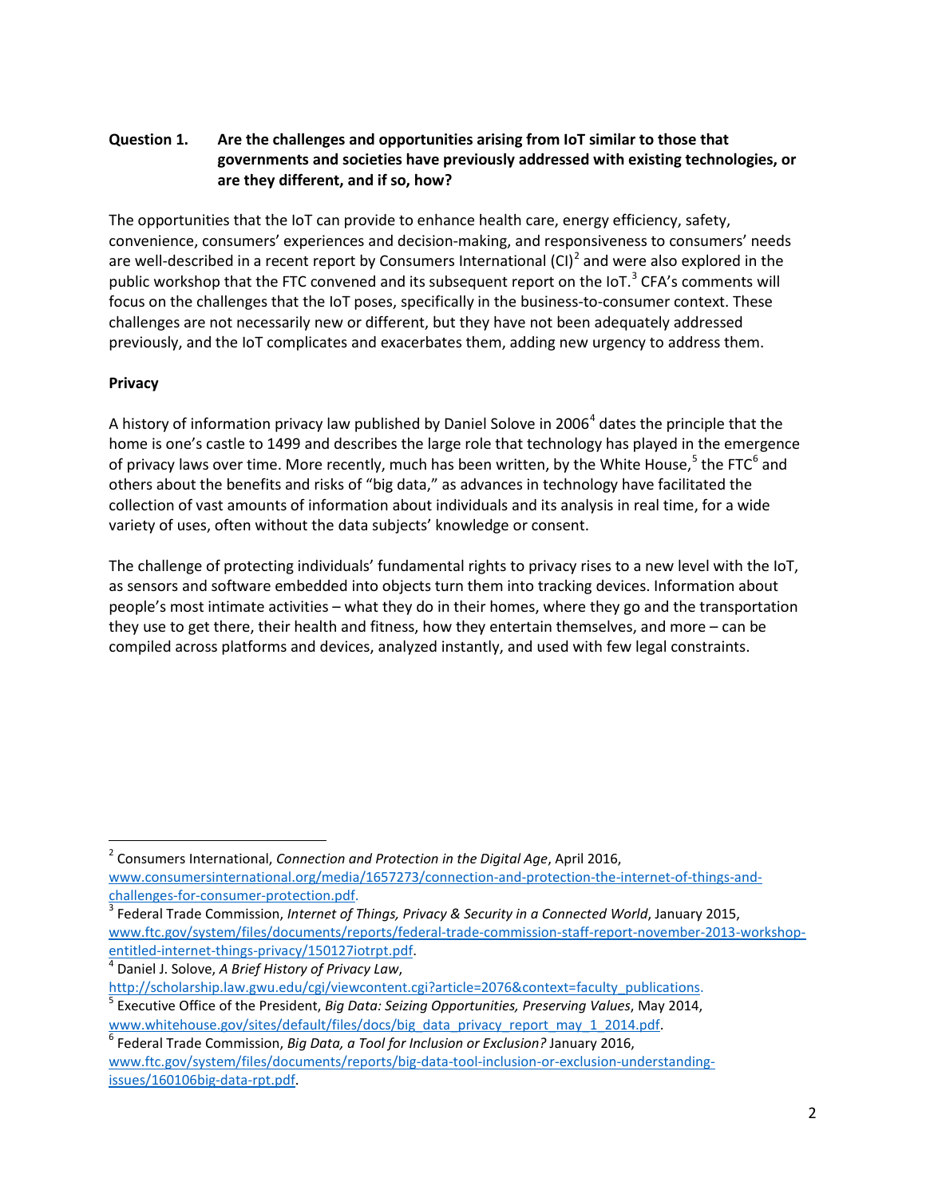**Question 1. Are the challenges and opportunities arising from IoT similar to those that governments and societies have previously addressed with existing technologies, or are they different, and if so, how?**

The opportunities that the IoT can provide to enhance health care, energy efficiency, safety, convenience, consumers' experiences and decision-making, and responsiveness to consumers' needs are well-described in a recent report by Consumers International (CI)[2] and were also explored in the public workshop that the FTC convened and its subsequent report on the IoT.[3] CFA's comments will focus on the challenges that the IoT poses, specifically in the business-to-consumer context. These challenges are not necessarily new or different, but they have not been adequately addressed previously, and the IoT complicates and exacerbates them, adding new urgency to address them.

**Privacy**

A history of information privacy law published by Daniel Solove in 2006[4] dates the principle that the home is one's castle to 1499 and describes the large role that technology has played in the emergence of privacy laws over time. More recently, much has been written, by the White House,[5] the FTC[6] and others about the benefits and risks of "big data," as advances in technology have facilitated the collection of vast amounts of information about individuals and its analysis in real time, for a wide variety of uses, often without the data subjects' knowledge or consent.

The challenge of protecting individuals' fundamental rights to privacy rises to a new level with the IoT, as sensors and software embedded into objects turn them into tracking devices. Information about people's most intimate activities – what they do in their homes, where they go and the transportation they use to get there, their health and fitness, how they entertain themselves, and more – can be compiled across platforms and devices, analyzed instantly, and used with few legal constraints.

---

[2] Consumers International, *Connection and Protection in the Digital Age*, April 2016, www.consumersinternational.org/media/1657273/connection-and-protection-the-internet-of-things-and-challenges-for-consumer-protection.pdf.

[3] Federal Trade Commission, *Internet of Things, Privacy & Security in a Connected World*, January 2015, www.ftc.gov/system/files/documents/reports/federal-trade-commission-staff-report-november-2013-workshop-entitled-internet-things-privacy/150127iotrpt.pdf.

[4] Daniel J. Solove, *A Brief History of Privacy Law*, http://scholarship.law.gwu.edu/cgi/viewcontent.cgi?article=2076&context=faculty_publications.

[5] Executive Office of the President, *Big Data: Seizing Opportunities, Preserving Values*, May 2014, www.whitehouse.gov/sites/default/files/docs/big_data_privacy_report_may_1_2014.pdf.

[6] Federal Trade Commission, *Big Data, a Tool for Inclusion or Exclusion?* January 2016, www.ftc.gov/system/files/documents/reports/big-data-tool-inclusion-or-exclusion-understanding-issues/160106big-data-rpt.pdf.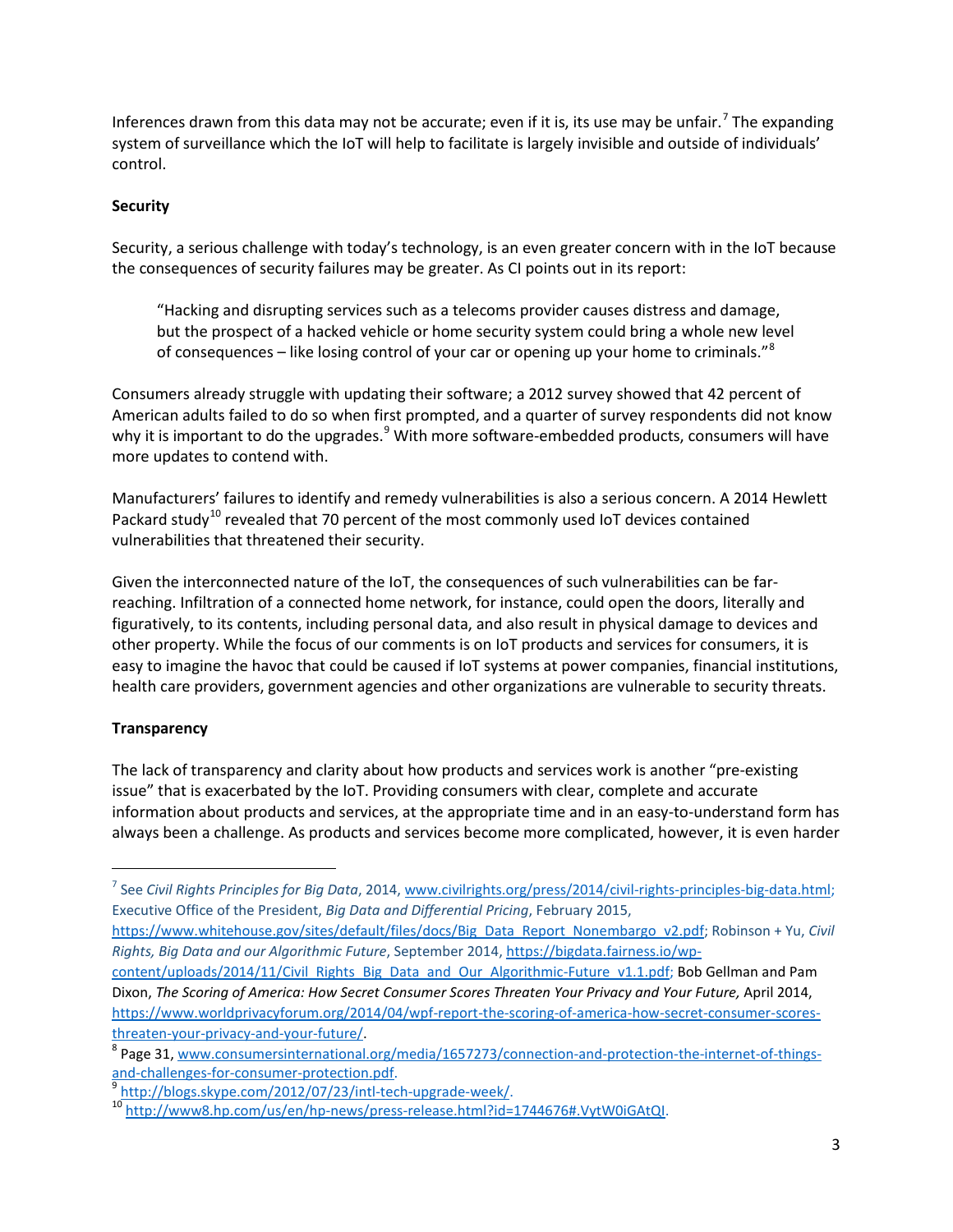Inferences drawn from this data may not be accurate; even if it is, its use may be unfair.[7] The expanding system of surveillance which the IoT will help to facilitate is largely invisible and outside of individuals' control.

**Security**

Security, a serious challenge with today's technology, is an even greater concern with in the IoT because the consequences of security failures may be greater. As CI points out in its report:

> "Hacking and disrupting services such as a telecoms provider causes distress and damage, but the prospect of a hacked vehicle or home security system could bring a whole new level of consequences – like losing control of your car or opening up your home to criminals."[8]

Consumers already struggle with updating their software; a 2012 survey showed that 42 percent of American adults failed to do so when first prompted, and a quarter of survey respondents did not know why it is important to do the upgrades.[9] With more software-embedded products, consumers will have more updates to contend with.

Manufacturers' failures to identify and remedy vulnerabilities is also a serious concern. A 2014 Hewlett Packard study[10] revealed that 70 percent of the most commonly used IoT devices contained vulnerabilities that threatened their security.

Given the interconnected nature of the IoT, the consequences of such vulnerabilities can be far-reaching. Infiltration of a connected home network, for instance, could open the doors, literally and figuratively, to its contents, including personal data, and also result in physical damage to devices and other property. While the focus of our comments is on IoT products and services for consumers, it is easy to imagine the havoc that could be caused if IoT systems at power companies, financial institutions, health care providers, government agencies and other organizations are vulnerable to security threats.

**Transparency**

The lack of transparency and clarity about how products and services work is another "pre-existing issue" that is exacerbated by the IoT. Providing consumers with clear, complete and accurate information about products and services, at the appropriate time and in an easy-to-understand form has always been a challenge. As products and services become more complicated, however, it is even harder

---

[7] See *Civil Rights Principles for Big Data*, 2014, www.civilrights.org/press/2014/civil-rights-principles-big-data.html; Executive Office of the President, *Big Data and Differential Pricing*, February 2015, https://www.whitehouse.gov/sites/default/files/docs/Big_Data_Report_Nonembargo_v2.pdf; Robinson + Yu, *Civil Rights, Big Data and our Algorithmic Future*, September 2014, https://bigdata.fairness.io/wp-content/uploads/2014/11/Civil_Rights_Big_Data_and_Our_Algorithmic-Future_v1.1.pdf; Bob Gellman and Pam Dixon, *The Scoring of America: How Secret Consumer Scores Threaten Your Privacy and Your Future,* April 2014, https://www.worldprivacyforum.org/2014/04/wpf-report-the-scoring-of-america-how-secret-consumer-scores-threaten-your-privacy-and-your-future/.

[8] Page 31, www.consumersinternational.org/media/1657273/connection-and-protection-the-internet-of-things-and-challenges-for-consumer-protection.pdf.

[9] http://blogs.skype.com/2012/07/23/intl-tech-upgrade-week/.

[10] http://www8.hp.com/us/en/hp-news/press-release.html?id=1744676#.VytW0iGAtQI.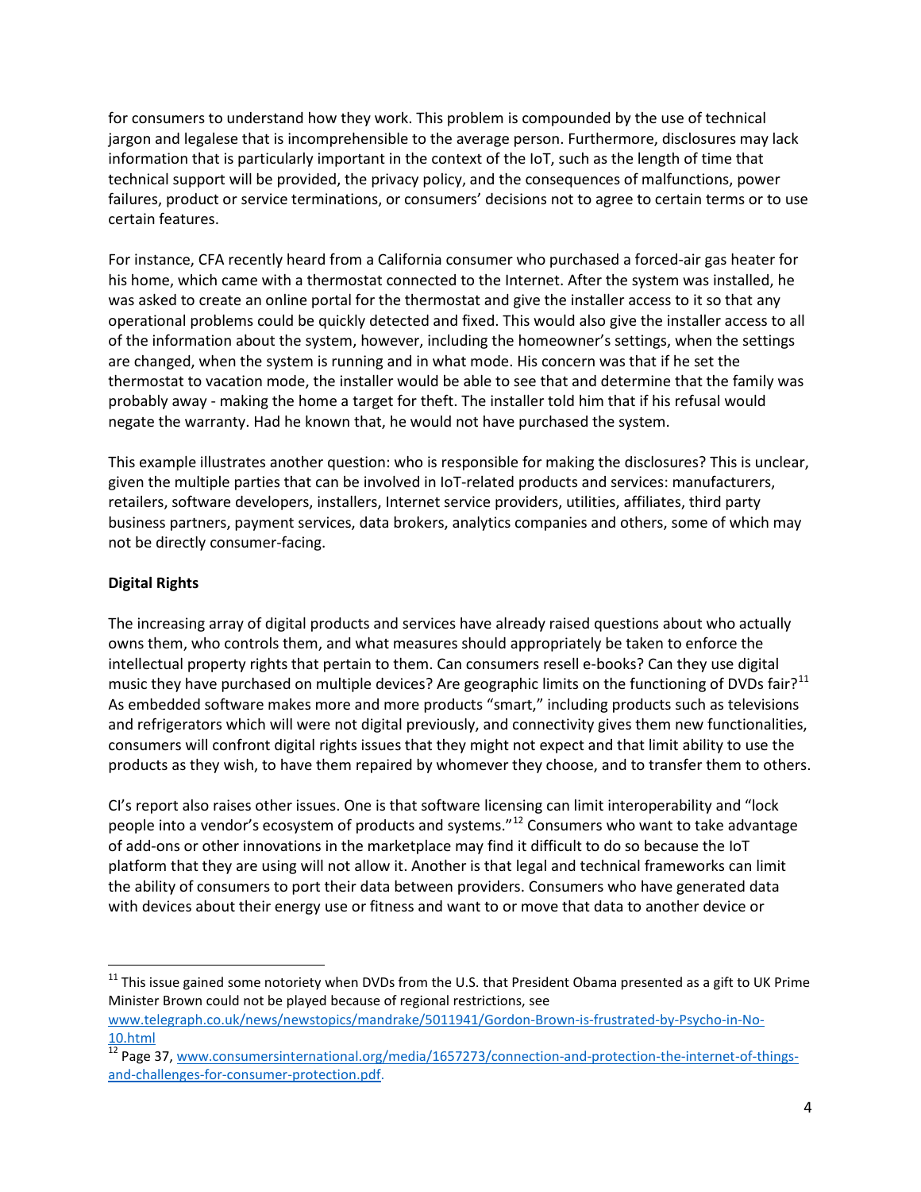for consumers to understand how they work. This problem is compounded by the use of technical jargon and legalese that is incomprehensible to the average person. Furthermore, disclosures may lack information that is particularly important in the context of the IoT, such as the length of time that technical support will be provided, the privacy policy, and the consequences of malfunctions, power failures, product or service terminations, or consumers' decisions not to agree to certain terms or to use certain features.

For instance, CFA recently heard from a California consumer who purchased a forced-air gas heater for his home, which came with a thermostat connected to the Internet. After the system was installed, he was asked to create an online portal for the thermostat and give the installer access to it so that any operational problems could be quickly detected and fixed. This would also give the installer access to all of the information about the system, however, including the homeowner's settings, when the settings are changed, when the system is running and in what mode. His concern was that if he set the thermostat to vacation mode, the installer would be able to see that and determine that the family was probably away - making the home a target for theft. The installer told him that if his refusal would negate the warranty. Had he known that, he would not have purchased the system.

This example illustrates another question: who is responsible for making the disclosures? This is unclear, given the multiple parties that can be involved in IoT-related products and services: manufacturers, retailers, software developers, installers, Internet service providers, utilities, affiliates, third party business partners, payment services, data brokers, analytics companies and others, some of which may not be directly consumer-facing.

**Digital Rights**

The increasing array of digital products and services have already raised questions about who actually owns them, who controls them, and what measures should appropriately be taken to enforce the intellectual property rights that pertain to them. Can consumers resell e-books? Can they use digital music they have purchased on multiple devices? Are geographic limits on the functioning of DVDs fair?[11] As embedded software makes more and more products "smart," including products such as televisions and refrigerators which will were not digital previously, and connectivity gives them new functionalities, consumers will confront digital rights issues that they might not expect and that limit ability to use the products as they wish, to have them repaired by whomever they choose, and to transfer them to others.

CI's report also raises other issues. One is that software licensing can limit interoperability and "lock people into a vendor's ecosystem of products and systems."[12] Consumers who want to take advantage of add-ons or other innovations in the marketplace may find it difficult to do so because the IoT platform that they are using will not allow it. Another is that legal and technical frameworks can limit the ability of consumers to port their data between providers. Consumers who have generated data with devices about their energy use or fitness and want to or move that data to another device or

---

[11] This issue gained some notoriety when DVDs from the U.S. that President Obama presented as a gift to UK Prime Minister Brown could not be played because of regional restrictions, see www.telegraph.co.uk/news/newstopics/mandrake/5011941/Gordon-Brown-is-frustrated-by-Psycho-in-No-10.html

[12] Page 37, www.consumersinternational.org/media/1657273/connection-and-protection-the-internet-of-things-and-challenges-for-consumer-protection.pdf.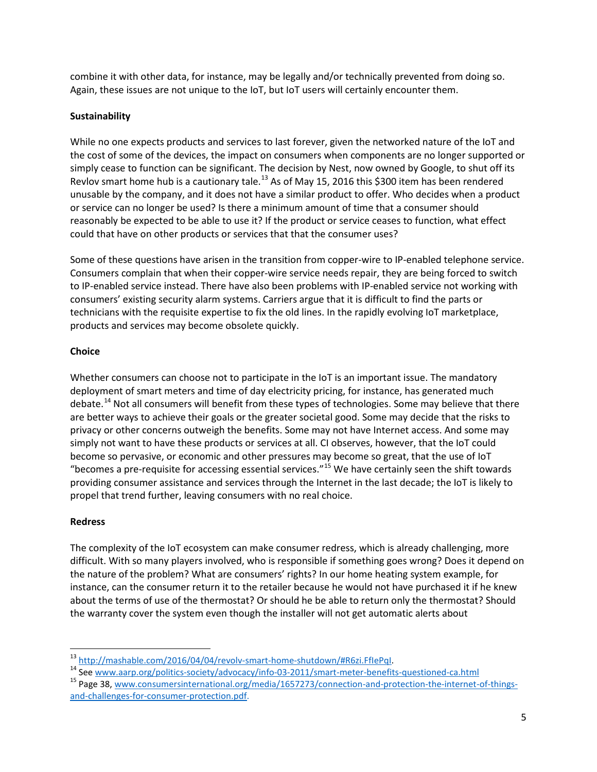combine it with other data, for instance, may be legally and/or technically prevented from doing so. Again, these issues are not unique to the IoT, but IoT users will certainly encounter them.

**Sustainability**

While no one expects products and services to last forever, given the networked nature of the IoT and the cost of some of the devices, the impact on consumers when components are no longer supported or simply cease to function can be significant. The decision by Nest, now owned by Google, to shut off its Revlov smart home hub is a cautionary tale.[13] As of May 15, 2016 this $300 item has been rendered unusable by the company, and it does not have a similar product to offer. Who decides when a product or service can no longer be used? Is there a minimum amount of time that a consumer should reasonably be expected to be able to use it? If the product or service ceases to function, what effect could that have on other products or services that that the consumer uses?

Some of these questions have arisen in the transition from copper-wire to IP-enabled telephone service. Consumers complain that when their copper-wire service needs repair, they are being forced to switch to IP-enabled service instead. There have also been problems with IP-enabled service not working with consumers' existing security alarm systems. Carriers argue that it is difficult to find the parts or technicians with the requisite expertise to fix the old lines. In the rapidly evolving IoT marketplace, products and services may become obsolete quickly.

**Choice**

Whether consumers can choose not to participate in the IoT is an important issue. The mandatory deployment of smart meters and time of day electricity pricing, for instance, has generated much debate.[14] Not all consumers will benefit from these types of technologies. Some may believe that there are better ways to achieve their goals or the greater societal good. Some may decide that the risks to privacy or other concerns outweigh the benefits. Some may not have Internet access. And some may simply not want to have these products or services at all. CI observes, however, that the IoT could become so pervasive, or economic and other pressures may become so great, that the use of IoT "becomes a pre-requisite for accessing essential services."[15] We have certainly seen the shift towards providing consumer assistance and services through the Internet in the last decade; the IoT is likely to propel that trend further, leaving consumers with no real choice.

**Redress**

The complexity of the IoT ecosystem can make consumer redress, which is already challenging, more difficult. With so many players involved, who is responsible if something goes wrong? Does it depend on the nature of the problem? What are consumers' rights? In our home heating system example, for instance, can the consumer return it to the retailer because he would not have purchased it if he knew about the terms of use of the thermostat? Or should he be able to return only the thermostat? Should the warranty cover the system even though the installer will not get automatic alerts about

---

[13] http://mashable.com/2016/04/04/revolv-smart-home-shutdown/#R6zi.FfIePqI.

[14] See www.aarp.org/politics-society/advocacy/info-03-2011/smart-meter-benefits-questioned-ca.html

[15] Page 38, www.consumersinternational.org/media/1657273/connection-and-protection-the-internet-of-things-and-challenges-for-consumer-protection.pdf.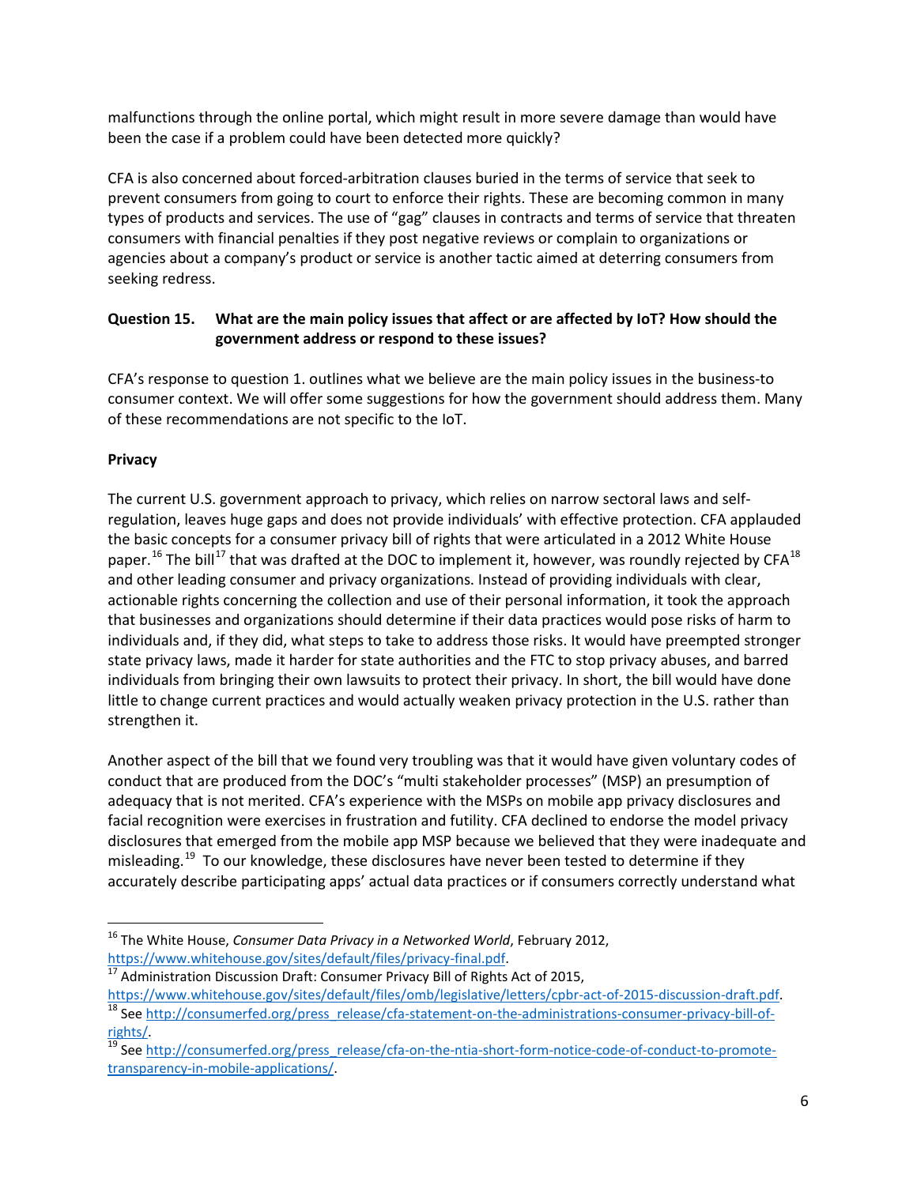malfunctions through the online portal, which might result in more severe damage than would have been the case if a problem could have been detected more quickly?

CFA is also concerned about forced-arbitration clauses buried in the terms of service that seek to prevent consumers from going to court to enforce their rights. These are becoming common in many types of products and services. The use of "gag" clauses in contracts and terms of service that threaten consumers with financial penalties if they post negative reviews or complain to organizations or agencies about a company's product or service is another tactic aimed at deterring consumers from seeking redress.

**Question 15. What are the main policy issues that affect or are affected by IoT? How should the government address or respond to these issues?**

CFA's response to question 1. outlines what we believe are the main policy issues in the business-to consumer context. We will offer some suggestions for how the government should address them. Many of these recommendations are not specific to the IoT.

**Privacy**

The current U.S. government approach to privacy, which relies on narrow sectoral laws and self-regulation, leaves huge gaps and does not provide individuals' with effective protection. CFA applauded the basic concepts for a consumer privacy bill of rights that were articulated in a 2012 White House paper.[16] The bill[17] that was drafted at the DOC to implement it, however, was roundly rejected by CFA[18] and other leading consumer and privacy organizations. Instead of providing individuals with clear, actionable rights concerning the collection and use of their personal information, it took the approach that businesses and organizations should determine if their data practices would pose risks of harm to individuals and, if they did, what steps to take to address those risks. It would have preempted stronger state privacy laws, made it harder for state authorities and the FTC to stop privacy abuses, and barred individuals from bringing their own lawsuits to protect their privacy. In short, the bill would have done little to change current practices and would actually weaken privacy protection in the U.S. rather than strengthen it.

Another aspect of the bill that we found very troubling was that it would have given voluntary codes of conduct that are produced from the DOC's "multi stakeholder processes" (MSP) an presumption of adequacy that is not merited. CFA's experience with the MSPs on mobile app privacy disclosures and facial recognition were exercises in frustration and futility. CFA declined to endorse the model privacy disclosures that emerged from the mobile app MSP because we believed that they were inadequate and misleading.[19] To our knowledge, these disclosures have never been tested to determine if they accurately describe participating apps' actual data practices or if consumers correctly understand what

---

[16] The White House, *Consumer Data Privacy in a Networked World*, February 2012, https://www.whitehouse.gov/sites/default/files/privacy-final.pdf.

[17] Administration Discussion Draft: Consumer Privacy Bill of Rights Act of 2015, https://www.whitehouse.gov/sites/default/files/omb/legislative/letters/cpbr-act-of-2015-discussion-draft.pdf.

[18] See http://consumerfed.org/press_release/cfa-statement-on-the-administrations-consumer-privacy-bill-of-rights/.

[19] See http://consumerfed.org/press_release/cfa-on-the-ntia-short-form-notice-code-of-conduct-to-promote-transparency-in-mobile-applications/.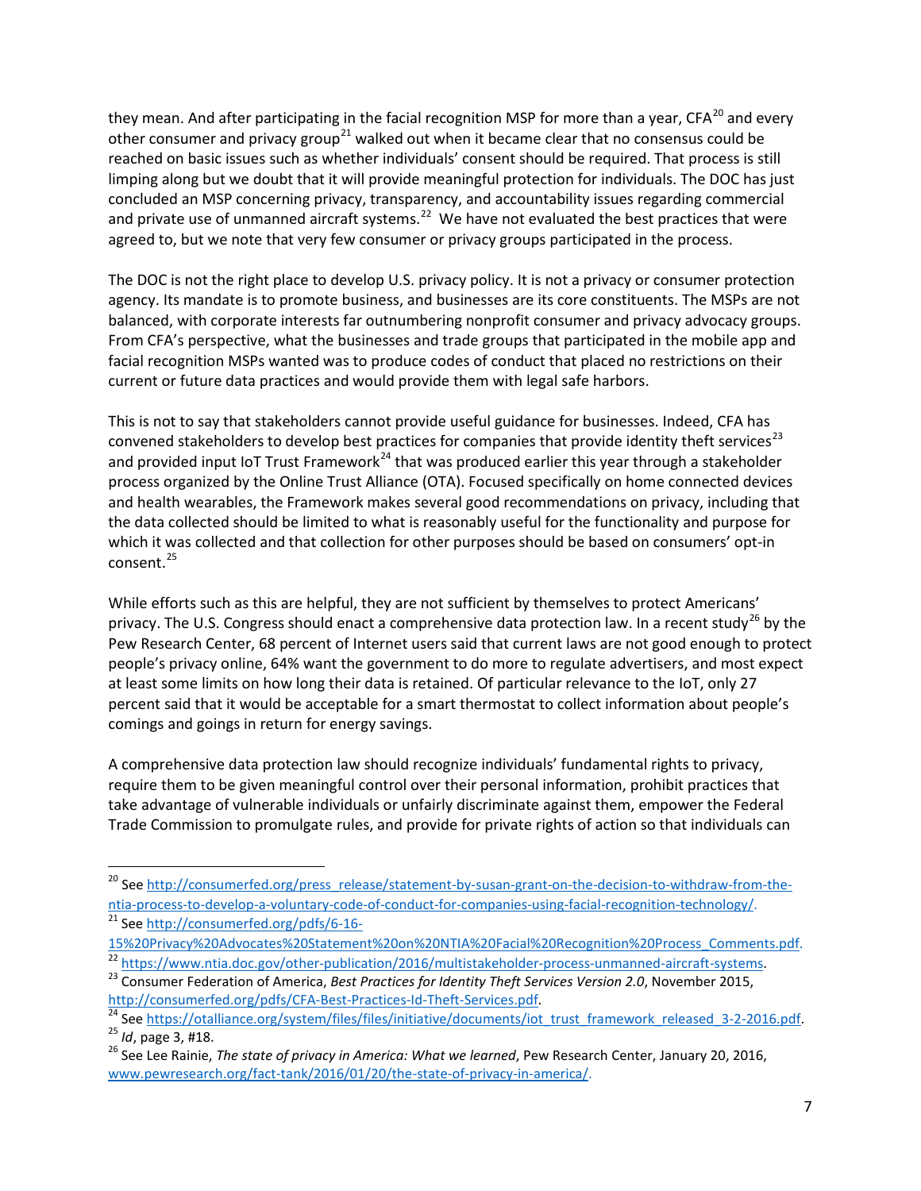they mean. And after participating in the facial recognition MSP for more than a year, CFA[20] and every other consumer and privacy group[21] walked out when it became clear that no consensus could be reached on basic issues such as whether individuals' consent should be required. That process is still limping along but we doubt that it will provide meaningful protection for individuals. The DOC has just concluded an MSP concerning privacy, transparency, and accountability issues regarding commercial and private use of unmanned aircraft systems.[22] We have not evaluated the best practices that were agreed to, but we note that very few consumer or privacy groups participated in the process.

The DOC is not the right place to develop U.S. privacy policy. It is not a privacy or consumer protection agency. Its mandate is to promote business, and businesses are its core constituents. The MSPs are not balanced, with corporate interests far outnumbering nonprofit consumer and privacy advocacy groups. From CFA's perspective, what the businesses and trade groups that participated in the mobile app and facial recognition MSPs wanted was to produce codes of conduct that placed no restrictions on their current or future data practices and would provide them with legal safe harbors.

This is not to say that stakeholders cannot provide useful guidance for businesses. Indeed, CFA has convened stakeholders to develop best practices for companies that provide identity theft services[23] and provided input IoT Trust Framework[24] that was produced earlier this year through a stakeholder process organized by the Online Trust Alliance (OTA). Focused specifically on home connected devices and health wearables, the Framework makes several good recommendations on privacy, including that the data collected should be limited to what is reasonably useful for the functionality and purpose for which it was collected and that collection for other purposes should be based on consumers' opt-in consent.[25]

While efforts such as this are helpful, they are not sufficient by themselves to protect Americans' privacy. The U.S. Congress should enact a comprehensive data protection law. In a recent study[26] by the Pew Research Center, 68 percent of Internet users said that current laws are not good enough to protect people's privacy online, 64% want the government to do more to regulate advertisers, and most expect at least some limits on how long their data is retained. Of particular relevance to the IoT, only 27 percent said that it would be acceptable for a smart thermostat to collect information about people's comings and goings in return for energy savings.

A comprehensive data protection law should recognize individuals' fundamental rights to privacy, require them to be given meaningful control over their personal information, prohibit practices that take advantage of vulnerable individuals or unfairly discriminate against them, empower the Federal Trade Commission to promulgate rules, and provide for private rights of action so that individuals can

---

[20] See http://consumerfed.org/press_release/statement-by-susan-grant-on-the-decision-to-withdraw-from-the-ntia-process-to-develop-a-voluntary-code-of-conduct-for-companies-using-facial-recognition-technology/.

[21] See http://consumerfed.org/pdfs/6-16-15%20Privacy%20Advocates%20Statement%20on%20NTIA%20Facial%20Recognition%20Process_Comments.pdf.

[22] https://www.ntia.doc.gov/other-publication/2016/multistakeholder-process-unmanned-aircraft-systems.

[23] Consumer Federation of America, *Best Practices for Identity Theft Services Version 2.0*, November 2015, http://consumerfed.org/pdfs/CFA-Best-Practices-Id-Theft-Services.pdf.

[24] See https://otalliance.org/system/files/files/initiative/documents/iot_trust_framework_released_3-2-2016.pdf.

[25] *Id*, page 3, #18.

[26] See Lee Rainie, *The state of privacy in America: What we learned*, Pew Research Center, January 20, 2016, www.pewresearch.org/fact-tank/2016/01/20/the-state-of-privacy-in-america/.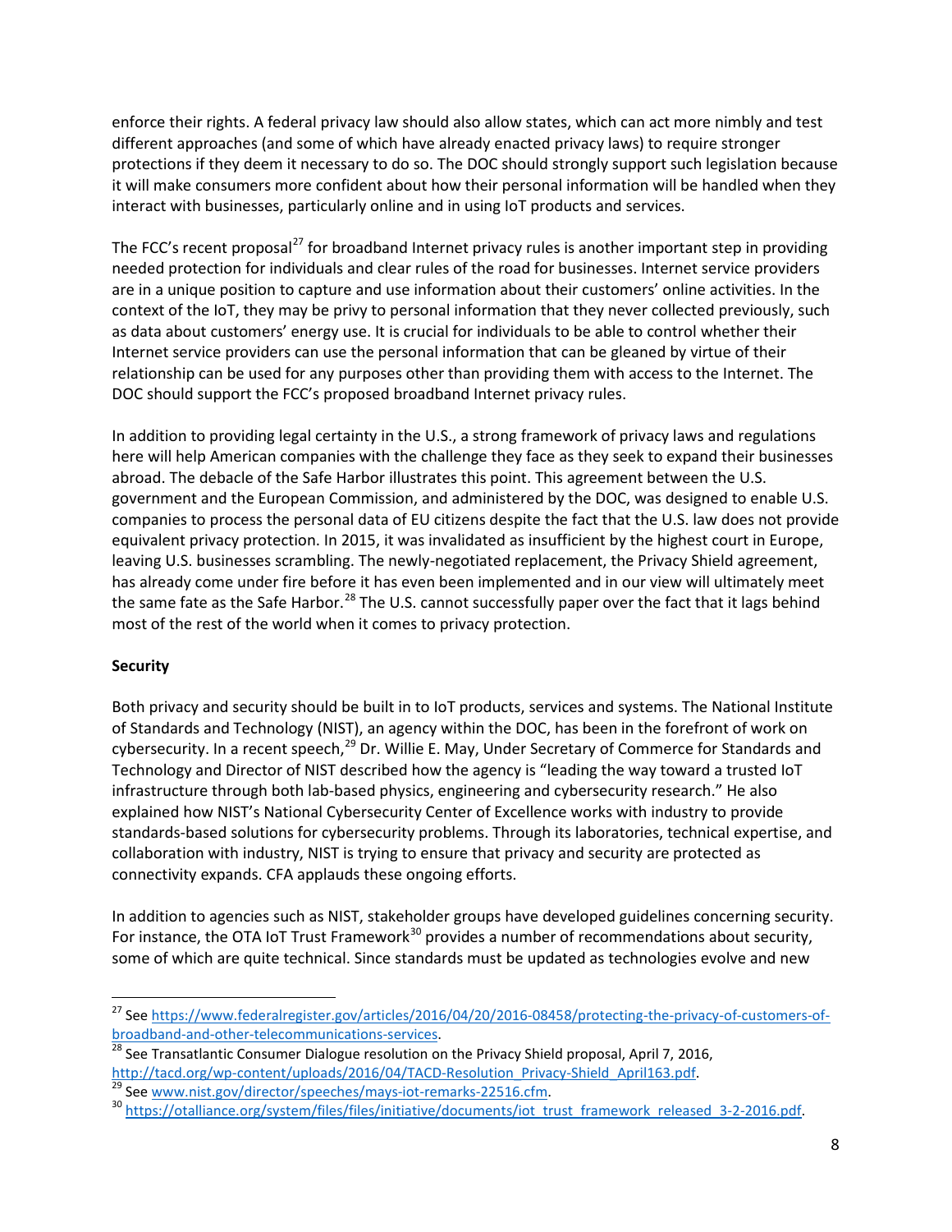enforce their rights. A federal privacy law should also allow states, which can act more nimbly and test different approaches (and some of which have already enacted privacy laws) to require stronger protections if they deem it necessary to do so. The DOC should strongly support such legislation because it will make consumers more confident about how their personal information will be handled when they interact with businesses, particularly online and in using IoT products and services.

The FCC's recent proposal[27] for broadband Internet privacy rules is another important step in providing needed protection for individuals and clear rules of the road for businesses. Internet service providers are in a unique position to capture and use information about their customers' online activities. In the context of the IoT, they may be privy to personal information that they never collected previously, such as data about customers' energy use. It is crucial for individuals to be able to control whether their Internet service providers can use the personal information that can be gleaned by virtue of their relationship can be used for any purposes other than providing them with access to the Internet. The DOC should support the FCC's proposed broadband Internet privacy rules.

In addition to providing legal certainty in the U.S., a strong framework of privacy laws and regulations here will help American companies with the challenge they face as they seek to expand their businesses abroad. The debacle of the Safe Harbor illustrates this point. This agreement between the U.S. government and the European Commission, and administered by the DOC, was designed to enable U.S. companies to process the personal data of EU citizens despite the fact that the U.S. law does not provide equivalent privacy protection. In 2015, it was invalidated as insufficient by the highest court in Europe, leaving U.S. businesses scrambling. The newly-negotiated replacement, the Privacy Shield agreement, has already come under fire before it has even been implemented and in our view will ultimately meet the same fate as the Safe Harbor.[28] The U.S. cannot successfully paper over the fact that it lags behind most of the rest of the world when it comes to privacy protection.

**Security**

Both privacy and security should be built in to IoT products, services and systems. The National Institute of Standards and Technology (NIST), an agency within the DOC, has been in the forefront of work on cybersecurity. In a recent speech,[29] Dr. Willie E. May, Under Secretary of Commerce for Standards and Technology and Director of NIST described how the agency is "leading the way toward a trusted IoT infrastructure through both lab-based physics, engineering and cybersecurity research." He also explained how NIST's National Cybersecurity Center of Excellence works with industry to provide standards-based solutions for cybersecurity problems. Through its laboratories, technical expertise, and collaboration with industry, NIST is trying to ensure that privacy and security are protected as connectivity expands. CFA applauds these ongoing efforts.

In addition to agencies such as NIST, stakeholder groups have developed guidelines concerning security. For instance, the OTA IoT Trust Framework[30] provides a number of recommendations about security, some of which are quite technical. Since standards must be updated as technologies evolve and new

---

[27] See https://www.federalregister.gov/articles/2016/04/20/2016-08458/protecting-the-privacy-of-customers-of-broadband-and-other-telecommunications-services.

[28] See Transatlantic Consumer Dialogue resolution on the Privacy Shield proposal, April 7, 2016, http://tacd.org/wp-content/uploads/2016/04/TACD-Resolution_Privacy-Shield_April163.pdf.

[29] See www.nist.gov/director/speeches/mays-iot-remarks-22516.cfm.

[30] https://otalliance.org/system/files/files/initiative/documents/iot_trust_framework_released_3-2-2016.pdf.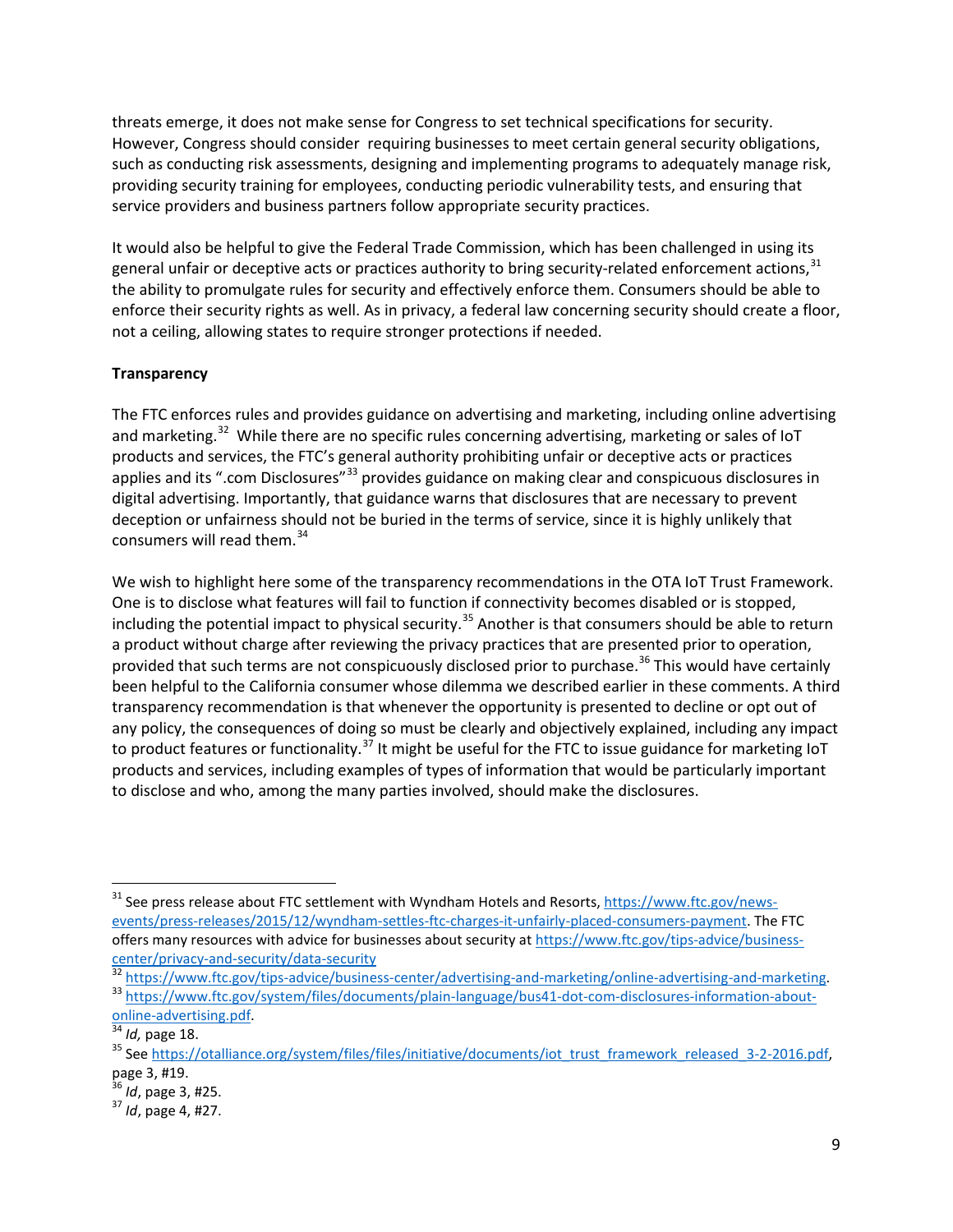threats emerge, it does not make sense for Congress to set technical specifications for security. However, Congress should consider requiring businesses to meet certain general security obligations, such as conducting risk assessments, designing and implementing programs to adequately manage risk, providing security training for employees, conducting periodic vulnerability tests, and ensuring that service providers and business partners follow appropriate security practices.

It would also be helpful to give the Federal Trade Commission, which has been challenged in using its general unfair or deceptive acts or practices authority to bring security-related enforcement actions,[31] the ability to promulgate rules for security and effectively enforce them. Consumers should be able to enforce their security rights as well. As in privacy, a federal law concerning security should create a floor, not a ceiling, allowing states to require stronger protections if needed.

**Transparency**

The FTC enforces rules and provides guidance on advertising and marketing, including online advertising and marketing.[32] While there are no specific rules concerning advertising, marketing or sales of IoT products and services, the FTC's general authority prohibiting unfair or deceptive acts or practices applies and its ".com Disclosures"[33] provides guidance on making clear and conspicuous disclosures in digital advertising. Importantly, that guidance warns that disclosures that are necessary to prevent deception or unfairness should not be buried in the terms of service, since it is highly unlikely that consumers will read them.[34]

We wish to highlight here some of the transparency recommendations in the OTA IoT Trust Framework. One is to disclose what features will fail to function if connectivity becomes disabled or is stopped, including the potential impact to physical security.[35] Another is that consumers should be able to return a product without charge after reviewing the privacy practices that are presented prior to operation, provided that such terms are not conspicuously disclosed prior to purchase.[36] This would have certainly been helpful to the California consumer whose dilemma we described earlier in these comments. A third transparency recommendation is that whenever the opportunity is presented to decline or opt out of any policy, the consequences of doing so must be clearly and objectively explained, including any impact to product features or functionality.[37] It might be useful for the FTC to issue guidance for marketing IoT products and services, including examples of types of information that would be particularly important to disclose and who, among the many parties involved, should make the disclosures.

---

[31] See press release about FTC settlement with Wyndham Hotels and Resorts, https://www.ftc.gov/news-events/press-releases/2015/12/wyndham-settles-ftc-charges-it-unfairly-placed-consumers-payment. The FTC offers many resources with advice for businesses about security at https://www.ftc.gov/tips-advice/business-center/privacy-and-security/data-security

[32] https://www.ftc.gov/tips-advice/business-center/advertising-and-marketing/online-advertising-and-marketing.

[33] https://www.ftc.gov/system/files/documents/plain-language/bus41-dot-com-disclosures-information-about-online-advertising.pdf.

[34] *Id,* page 18.

[35] See https://otalliance.org/system/files/files/initiative/documents/iot_trust_framework_released_3-2-2016.pdf, page 3, #19.

[36] *Id*, page 3, #25.

[37] *Id*, page 4, #27.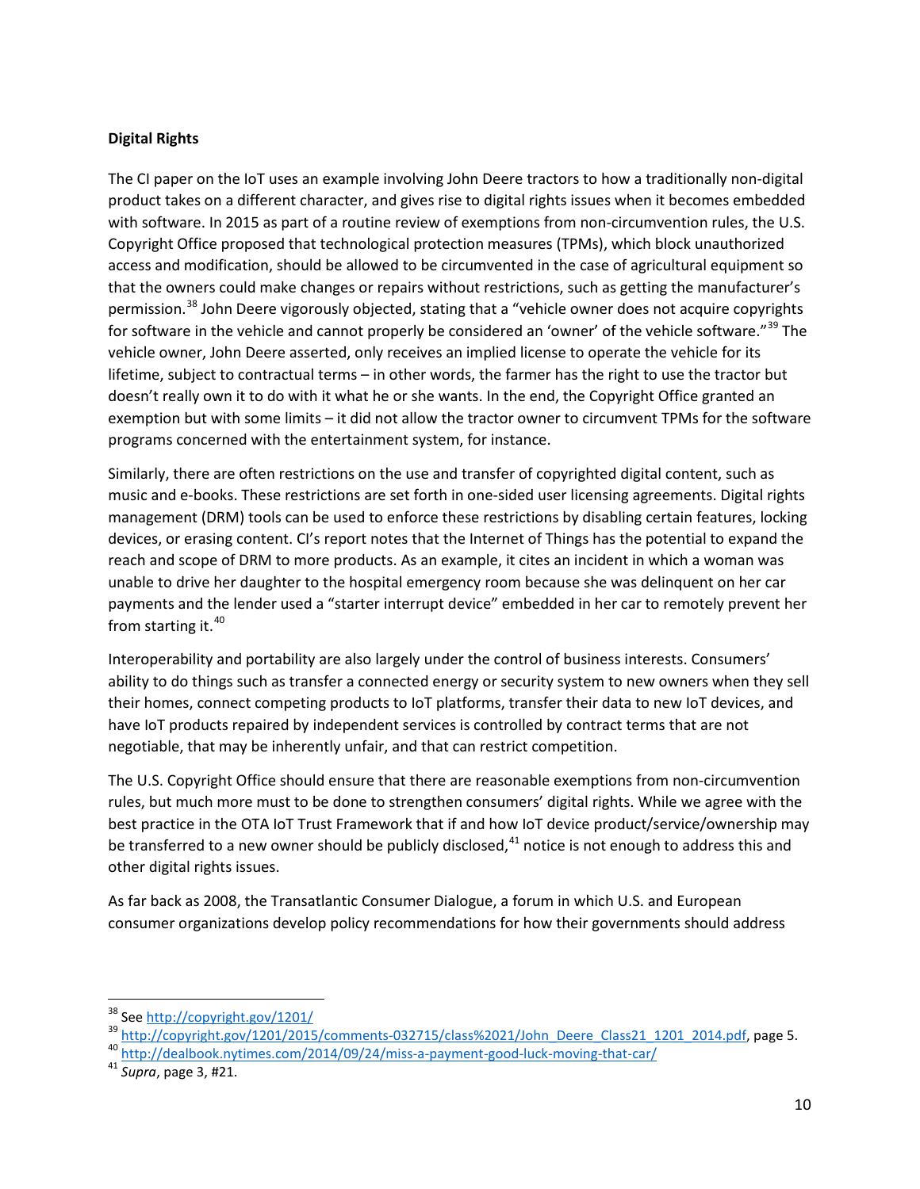**Digital Rights**

The CI paper on the IoT uses an example involving John Deere tractors to how a traditionally non-digital product takes on a different character, and gives rise to digital rights issues when it becomes embedded with software. In 2015 as part of a routine review of exemptions from non-circumvention rules, the U.S. Copyright Office proposed that technological protection measures (TPMs), which block unauthorized access and modification, should be allowed to be circumvented in the case of agricultural equipment so that the owners could make changes or repairs without restrictions, such as getting the manufacturer's permission.[38] John Deere vigorously objected, stating that a "vehicle owner does not acquire copyrights for software in the vehicle and cannot properly be considered an 'owner' of the vehicle software."[39] The vehicle owner, John Deere asserted, only receives an implied license to operate the vehicle for its lifetime, subject to contractual terms – in other words, the farmer has the right to use the tractor but doesn't really own it to do with it what he or she wants. In the end, the Copyright Office granted an exemption but with some limits – it did not allow the tractor owner to circumvent TPMs for the software programs concerned with the entertainment system, for instance.

Similarly, there are often restrictions on the use and transfer of copyrighted digital content, such as music and e-books. These restrictions are set forth in one-sided user licensing agreements. Digital rights management (DRM) tools can be used to enforce these restrictions by disabling certain features, locking devices, or erasing content. CI's report notes that the Internet of Things has the potential to expand the reach and scope of DRM to more products. As an example, it cites an incident in which a woman was unable to drive her daughter to the hospital emergency room because she was delinquent on her car payments and the lender used a "starter interrupt device" embedded in her car to remotely prevent her from starting it.[40]

Interoperability and portability are also largely under the control of business interests. Consumers' ability to do things such as transfer a connected energy or security system to new owners when they sell their homes, connect competing products to IoT platforms, transfer their data to new IoT devices, and have IoT products repaired by independent services is controlled by contract terms that are not negotiable, that may be inherently unfair, and that can restrict competition.

The U.S. Copyright Office should ensure that there are reasonable exemptions from non-circumvention rules, but much more must to be done to strengthen consumers' digital rights. While we agree with the best practice in the OTA IoT Trust Framework that if and how IoT device product/service/ownership may be transferred to a new owner should be publicly disclosed,[41] notice is not enough to address this and other digital rights issues.

As far back as 2008, the Transatlantic Consumer Dialogue, a forum in which U.S. and European consumer organizations develop policy recommendations for how their governments should address

---

[38] See http://copyright.gov/1201/

[39] http://copyright.gov/1201/2015/comments-032715/class%2021/John_Deere_Class21_1201_2014.pdf, page 5.

[40] http://dealbook.nytimes.com/2014/09/24/miss-a-payment-good-luck-moving-that-car/

[41] *Supra*, page 3, #21.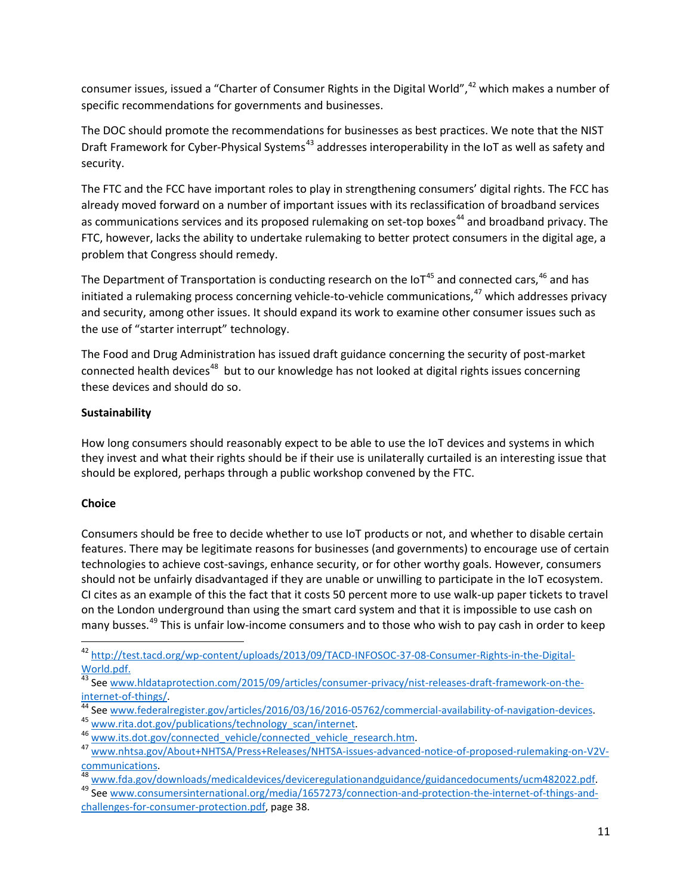consumer issues, issued a "Charter of Consumer Rights in the Digital World",[42] which makes a number of specific recommendations for governments and businesses.

The DOC should promote the recommendations for businesses as best practices. We note that the NIST Draft Framework for Cyber-Physical Systems[43] addresses interoperability in the IoT as well as safety and security.

The FTC and the FCC have important roles to play in strengthening consumers' digital rights. The FCC has already moved forward on a number of important issues with its reclassification of broadband services as communications services and its proposed rulemaking on set-top boxes[44] and broadband privacy. The FTC, however, lacks the ability to undertake rulemaking to better protect consumers in the digital age, a problem that Congress should remedy.

The Department of Transportation is conducting research on the IoT[45] and connected cars,[46] and has initiated a rulemaking process concerning vehicle-to-vehicle communications,[47] which addresses privacy and security, among other issues. It should expand its work to examine other consumer issues such as the use of "starter interrupt" technology.

The Food and Drug Administration has issued draft guidance concerning the security of post-market connected health devices[48] but to our knowledge has not looked at digital rights issues concerning these devices and should do so.

**Sustainability**

How long consumers should reasonably expect to be able to use the IoT devices and systems in which they invest and what their rights should be if their use is unilaterally curtailed is an interesting issue that should be explored, perhaps through a public workshop convened by the FTC.

**Choice**

Consumers should be free to decide whether to use IoT products or not, and whether to disable certain features. There may be legitimate reasons for businesses (and governments) to encourage use of certain technologies to achieve cost-savings, enhance security, or for other worthy goals. However, consumers should not be unfairly disadvantaged if they are unable or unwilling to participate in the IoT ecosystem. CI cites as an example of this the fact that it costs 50 percent more to use walk-up paper tickets to travel on the London underground than using the smart card system and that it is impossible to use cash on many busses.[49] This is unfair low-income consumers and to those who wish to pay cash in order to keep

---

[42] http://test.tacd.org/wp-content/uploads/2013/09/TACD-INFOSOC-37-08-Consumer-Rights-in-the-Digital-World.pdf.

[43] See www.hldataprotection.com/2015/09/articles/consumer-privacy/nist-releases-draft-framework-on-the-internet-of-things/.

[44] See www.federalregister.gov/articles/2016/03/16/2016-05762/commercial-availability-of-navigation-devices.

[45] www.rita.dot.gov/publications/technology_scan/internet.

[46] www.its.dot.gov/connected_vehicle/connected_vehicle_research.htm.

[47] www.nhtsa.gov/About+NHTSA/Press+Releases/NHTSA-issues-advanced-notice-of-proposed-rulemaking-on-V2V-communications.

[48] www.fda.gov/downloads/medicaldevices/deviceregulationandguidance/guidancedocuments/ucm482022.pdf.

[49] See www.consumersinternational.org/media/1657273/connection-and-protection-the-internet-of-things-and-challenges-for-consumer-protection.pdf, page 38.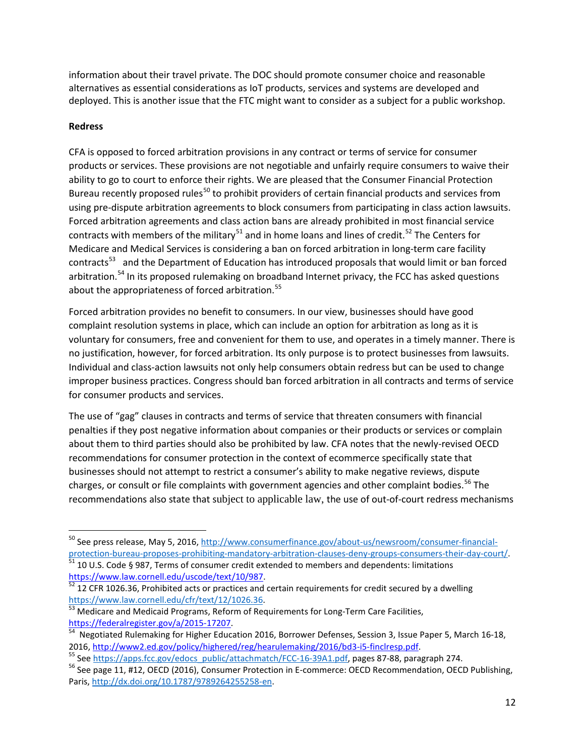information about their travel private. The DOC should promote consumer choice and reasonable alternatives as essential considerations as IoT products, services and systems are developed and deployed. This is another issue that the FTC might want to consider as a subject for a public workshop.

**Redress**

CFA is opposed to forced arbitration provisions in any contract or terms of service for consumer products or services. These provisions are not negotiable and unfairly require consumers to waive their ability to go to court to enforce their rights. We are pleased that the Consumer Financial Protection Bureau recently proposed rules[50] to prohibit providers of certain financial products and services from using pre-dispute arbitration agreements to block consumers from participating in class action lawsuits. Forced arbitration agreements and class action bans are already prohibited in most financial service contracts with members of the military[51] and in home loans and lines of credit.[52] The Centers for Medicare and Medical Services is considering a ban on forced arbitration in long-term care facility contracts[53] and the Department of Education has introduced proposals that would limit or ban forced arbitration.[54] In its proposed rulemaking on broadband Internet privacy, the FCC has asked questions about the appropriateness of forced arbitration.[55]

Forced arbitration provides no benefit to consumers. In our view, businesses should have good complaint resolution systems in place, which can include an option for arbitration as long as it is voluntary for consumers, free and convenient for them to use, and operates in a timely manner. There is no justification, however, for forced arbitration. Its only purpose is to protect businesses from lawsuits. Individual and class-action lawsuits not only help consumers obtain redress but can be used to change improper business practices. Congress should ban forced arbitration in all contracts and terms of service for consumer products and services.

The use of "gag" clauses in contracts and terms of service that threaten consumers with financial penalties if they post negative information about companies or their products or services or complain about them to third parties should also be prohibited by law. CFA notes that the newly-revised OECD recommendations for consumer protection in the context of ecommerce specifically state that businesses should not attempt to restrict a consumer's ability to make negative reviews, dispute charges, or consult or file complaints with government agencies and other complaint bodies.[56] The recommendations also state that subject to applicable law, the use of out-of-court redress mechanisms

---

[50] See press release, May 5, 2016, http://www.consumerfinance.gov/about-us/newsroom/consumer-financial-protection-bureau-proposes-prohibiting-mandatory-arbitration-clauses-deny-groups-consumers-their-day-court/.

[51] 10 U.S. Code § 987, Terms of consumer credit extended to members and dependents: limitations https://www.law.cornell.edu/uscode/text/10/987.

[52] 12 CFR 1026.36, Prohibited acts or practices and certain requirements for credit secured by a dwelling https://www.law.cornell.edu/cfr/text/12/1026.36.

[53] Medicare and Medicaid Programs, Reform of Requirements for Long-Term Care Facilities, https://federalregister.gov/a/2015-17207.

[54] Negotiated Rulemaking for Higher Education 2016, Borrower Defenses, Session 3, Issue Paper 5, March 16-18, 2016, http://www2.ed.gov/policy/highered/reg/hearulemaking/2016/bd3-i5-finclresp.pdf.

[55] See https://apps.fcc.gov/edocs_public/attachmatch/FCC-16-39A1.pdf, pages 87-88, paragraph 274.

[56] See page 11, #12, OECD (2016), Consumer Protection in E-commerce: OECD Recommendation, OECD Publishing, Paris, http://dx.doi.org/10.1787/9789264255258-en.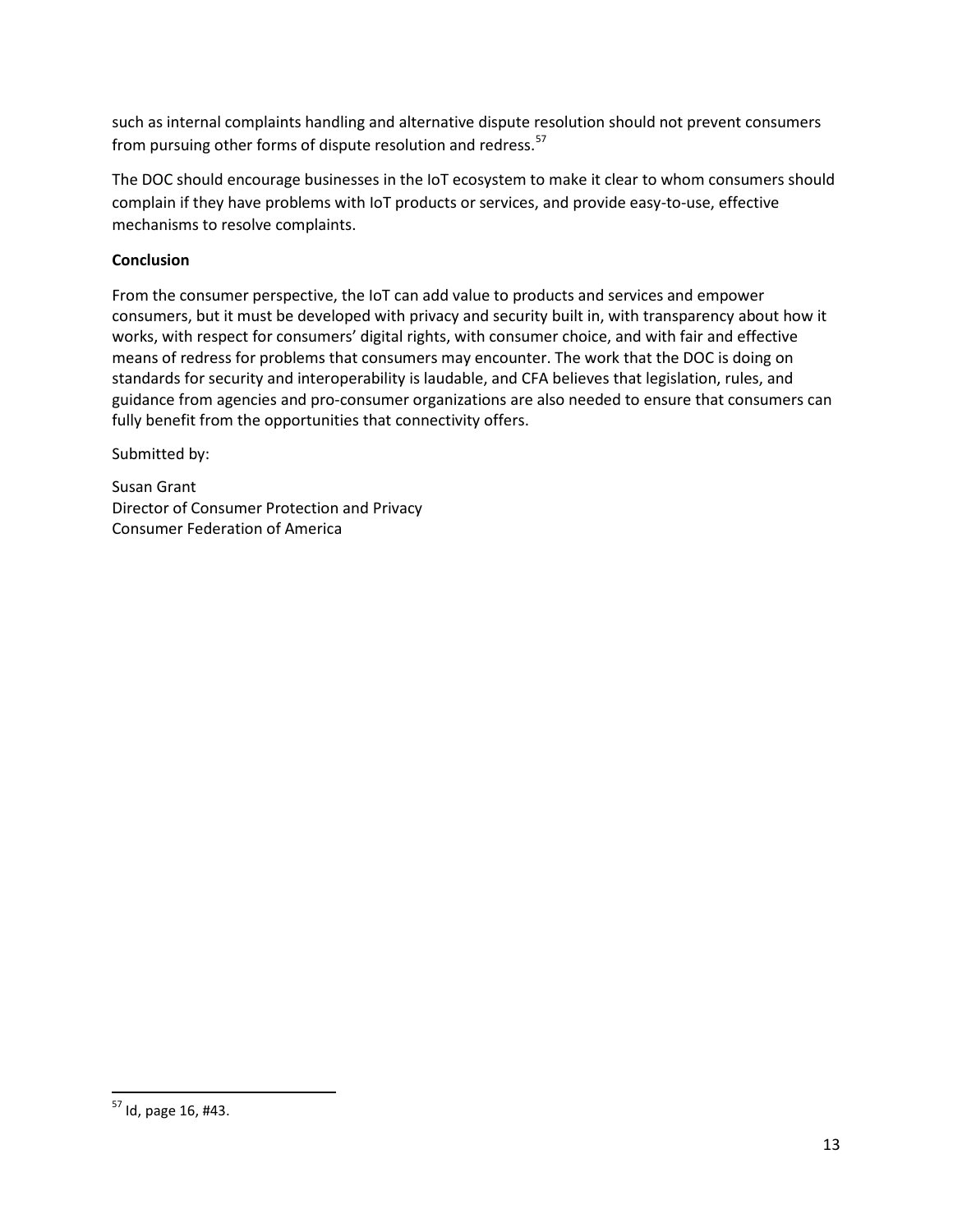such as internal complaints handling and alternative dispute resolution should not prevent consumers from pursuing other forms of dispute resolution and redress.[57]

The DOC should encourage businesses in the IoT ecosystem to make it clear to whom consumers should complain if they have problems with IoT products or services, and provide easy-to-use, effective mechanisms to resolve complaints.

**Conclusion**

From the consumer perspective, the IoT can add value to products and services and empower consumers, but it must be developed with privacy and security built in, with transparency about how it works, with respect for consumers' digital rights, with consumer choice, and with fair and effective means of redress for problems that consumers may encounter. The work that the DOC is doing on standards for security and interoperability is laudable, and CFA believes that legislation, rules, and guidance from agencies and pro-consumer organizations are also needed to ensure that consumers can fully benefit from the opportunities that connectivity offers.

Submitted by:

Susan Grant  
Director of Consumer Protection and Privacy  
Consumer Federation of America

---

[57] Id, page 16, #43.